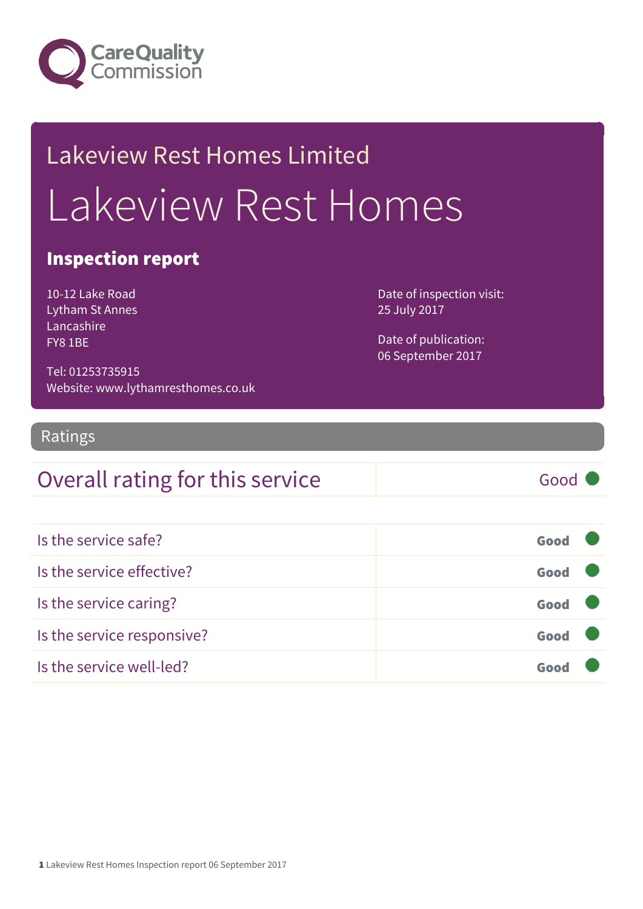Care Quality Commission

## Lakeview Rest Homes Limited

# Lakeview Rest Homes

### Inspection report

10-12 Lake Road
Lytham St Annes
Lancashire
FY8 1BE

Tel: 01253735915
Website: www.lythamresthomes.co.uk

Date of inspection visit:
25 July 2017

Date of publication:
06 September 2017

## Ratings

| Overall rating for this service | Good |
| --- | --- |

| | |
| --- | --- |
| Is the service safe? | Good |
| Is the service effective? | Good |
| Is the service caring? | Good |
| Is the service responsive? | Good |
| Is the service well-led? | Good |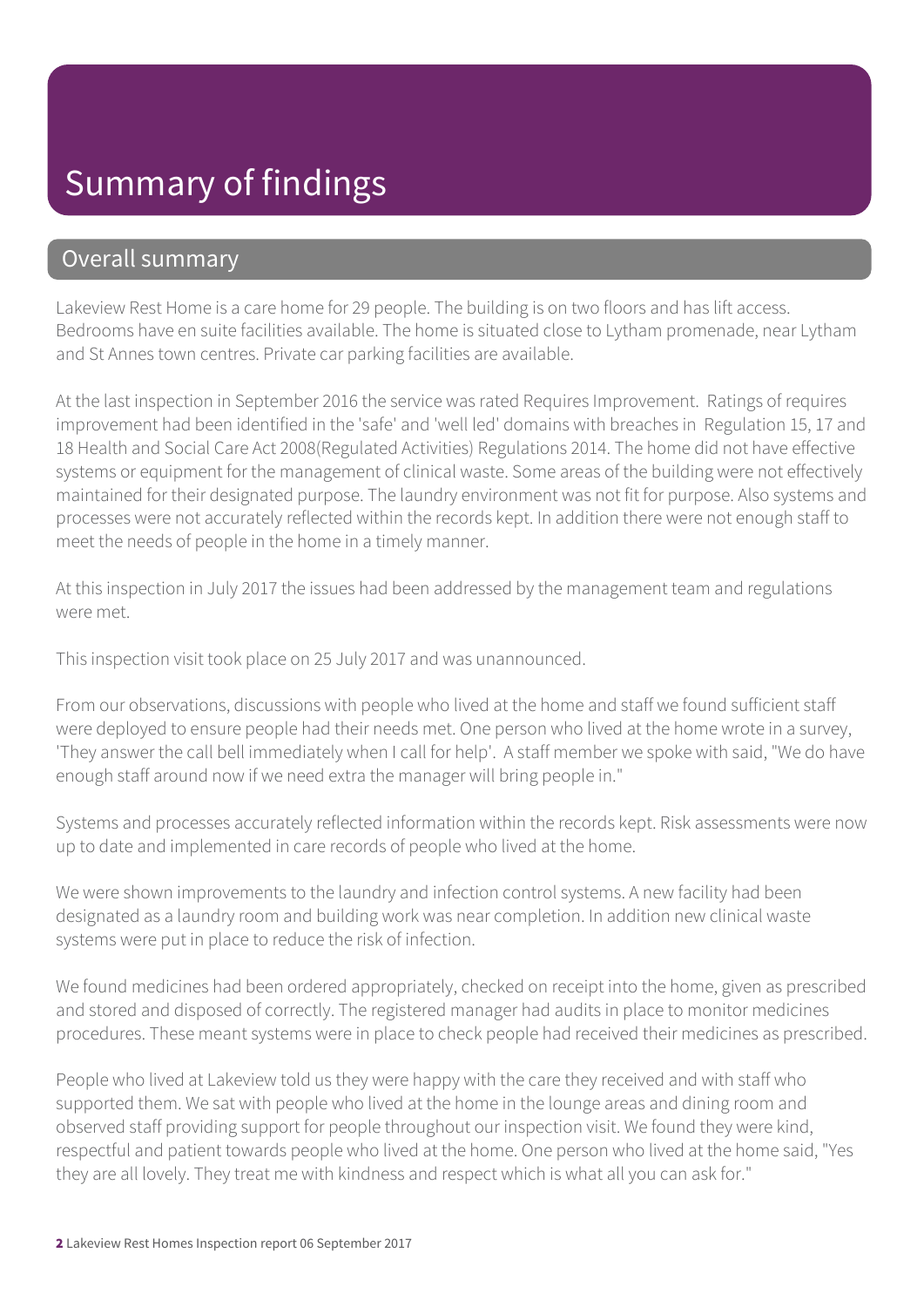# Summary of findings

## Overall summary

Lakeview Rest Home is a care home for 29 people. The building is on two floors and has lift access. Bedrooms have en suite facilities available. The home is situated close to Lytham promenade, near Lytham and St Annes town centres. Private car parking facilities are available.

At the last inspection in September 2016 the service was rated Requires Improvement. Ratings of requires improvement had been identified in the 'safe' and 'well led' domains with breaches in Regulation 15, 17 and 18 Health and Social Care Act 2008(Regulated Activities) Regulations 2014. The home did not have effective systems or equipment for the management of clinical waste. Some areas of the building were not effectively maintained for their designated purpose. The laundry environment was not fit for purpose. Also systems and processes were not accurately reflected within the records kept. In addition there were not enough staff to meet the needs of people in the home in a timely manner.

At this inspection in July 2017 the issues had been addressed by the management team and regulations were met.

This inspection visit took place on 25 July 2017 and was unannounced.

From our observations, discussions with people who lived at the home and staff we found sufficient staff were deployed to ensure people had their needs met. One person who lived at the home wrote in a survey, 'They answer the call bell immediately when I call for help'. A staff member we spoke with said, "We do have enough staff around now if we need extra the manager will bring people in."

Systems and processes accurately reflected information within the records kept. Risk assessments were now up to date and implemented in care records of people who lived at the home.

We were shown improvements to the laundry and infection control systems. A new facility had been designated as a laundry room and building work was near completion. In addition new clinical waste systems were put in place to reduce the risk of infection.

We found medicines had been ordered appropriately, checked on receipt into the home, given as prescribed and stored and disposed of correctly. The registered manager had audits in place to monitor medicines procedures. These meant systems were in place to check people had received their medicines as prescribed.

People who lived at Lakeview told us they were happy with the care they received and with staff who supported them. We sat with people who lived at the home in the lounge areas and dining room and observed staff providing support for people throughout our inspection visit. We found they were kind, respectful and patient towards people who lived at the home. One person who lived at the home said, "Yes they are all lovely. They treat me with kindness and respect which is what all you can ask for."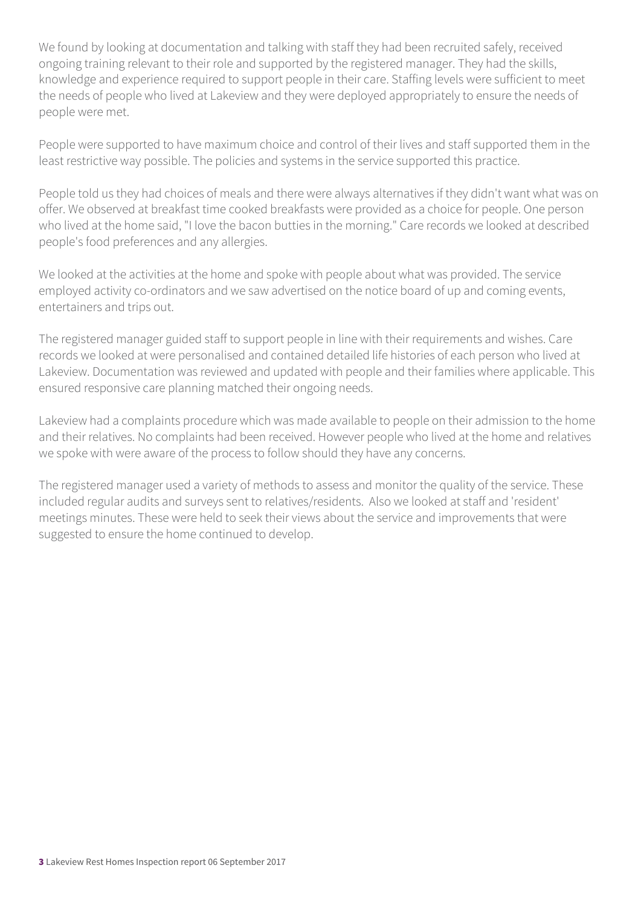We found by looking at documentation and talking with staff they had been recruited safely, received ongoing training relevant to their role and supported by the registered manager. They had the skills, knowledge and experience required to support people in their care. Staffing levels were sufficient to meet the needs of people who lived at Lakeview and they were deployed appropriately to ensure the needs of people were met.

People were supported to have maximum choice and control of their lives and staff supported them in the least restrictive way possible. The policies and systems in the service supported this practice.

People told us they had choices of meals and there were always alternatives if they didn't want what was on offer. We observed at breakfast time cooked breakfasts were provided as a choice for people. One person who lived at the home said, "I love the bacon butties in the morning." Care records we looked at described people's food preferences and any allergies.

We looked at the activities at the home and spoke with people about what was provided. The service employed activity co-ordinators and we saw advertised on the notice board of up and coming events, entertainers and trips out.

The registered manager guided staff to support people in line with their requirements and wishes. Care records we looked at were personalised and contained detailed life histories of each person who lived at Lakeview. Documentation was reviewed and updated with people and their families where applicable. This ensured responsive care planning matched their ongoing needs.

Lakeview had a complaints procedure which was made available to people on their admission to the home and their relatives. No complaints had been received. However people who lived at the home and relatives we spoke with were aware of the process to follow should they have any concerns.

The registered manager used a variety of methods to assess and monitor the quality of the service. These included regular audits and surveys sent to relatives/residents. Also we looked at staff and 'resident' meetings minutes. These were held to seek their views about the service and improvements that were suggested to ensure the home continued to develop.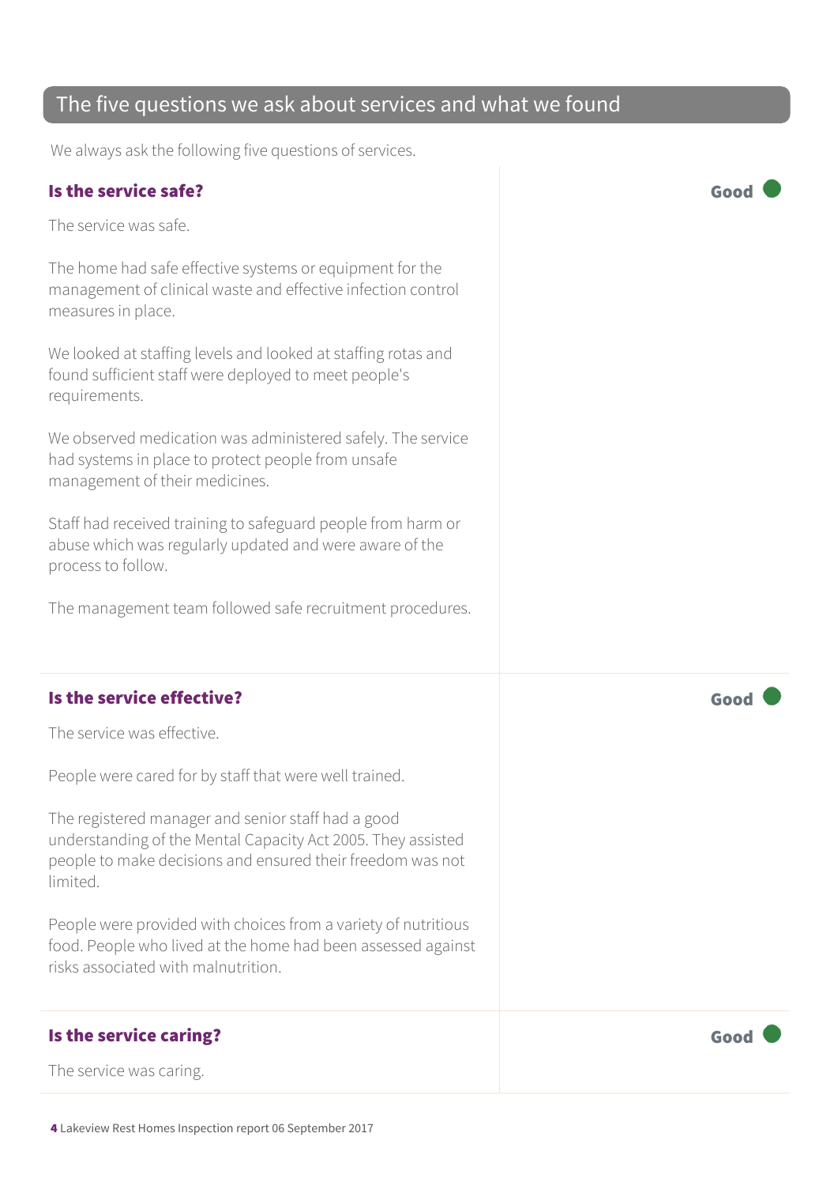## The five questions we ask about services and what we found

We always ask the following five questions of services.

### Is the service safe?

**Good**

The service was safe.

The home had safe effective systems or equipment for the management of clinical waste and effective infection control measures in place.

We looked at staffing levels and looked at staffing rotas and found sufficient staff were deployed to meet people's requirements.

We observed medication was administered safely. The service had systems in place to protect people from unsafe management of their medicines.

Staff had received training to safeguard people from harm or abuse which was regularly updated and were aware of the process to follow.

The management team followed safe recruitment procedures.

### Is the service effective?

**Good**

The service was effective.

People were cared for by staff that were well trained.

The registered manager and senior staff had a good understanding of the Mental Capacity Act 2005. They assisted people to make decisions and ensured their freedom was not limited.

People were provided with choices from a variety of nutritious food. People who lived at the home had been assessed against risks associated with malnutrition.

### Is the service caring?

**Good**

The service was caring.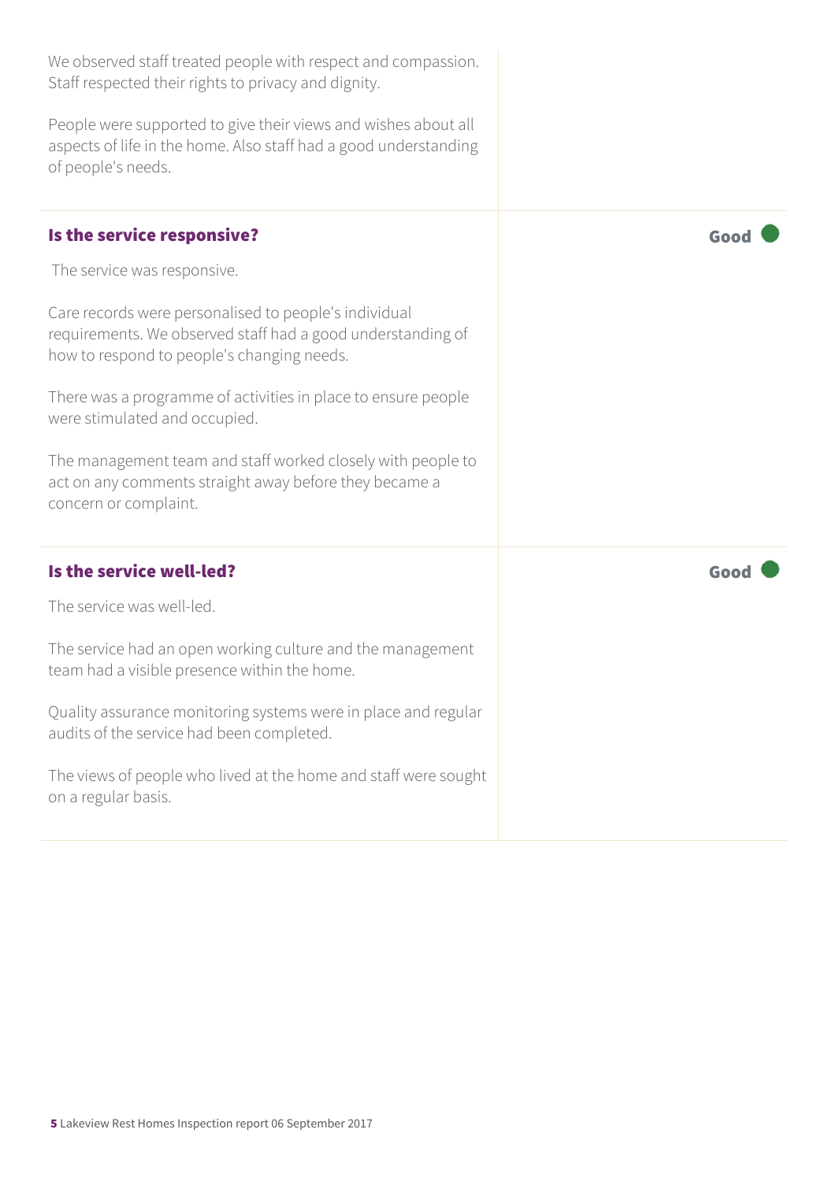We observed staff treated people with respect and compassion. Staff respected their rights to privacy and dignity.

People were supported to give their views and wishes about all aspects of life in the home. Also staff had a good understanding of people's needs.

### Is the service responsive?

**Good**

The service was responsive.

Care records were personalised to people's individual requirements. We observed staff had a good understanding of how to respond to people's changing needs.

There was a programme of activities in place to ensure people were stimulated and occupied.

The management team and staff worked closely with people to act on any comments straight away before they became a concern or complaint.

### Is the service well-led?

**Good**

The service was well-led.

The service had an open working culture and the management team had a visible presence within the home.

Quality assurance monitoring systems were in place and regular audits of the service had been completed.

The views of people who lived at the home and staff were sought on a regular basis.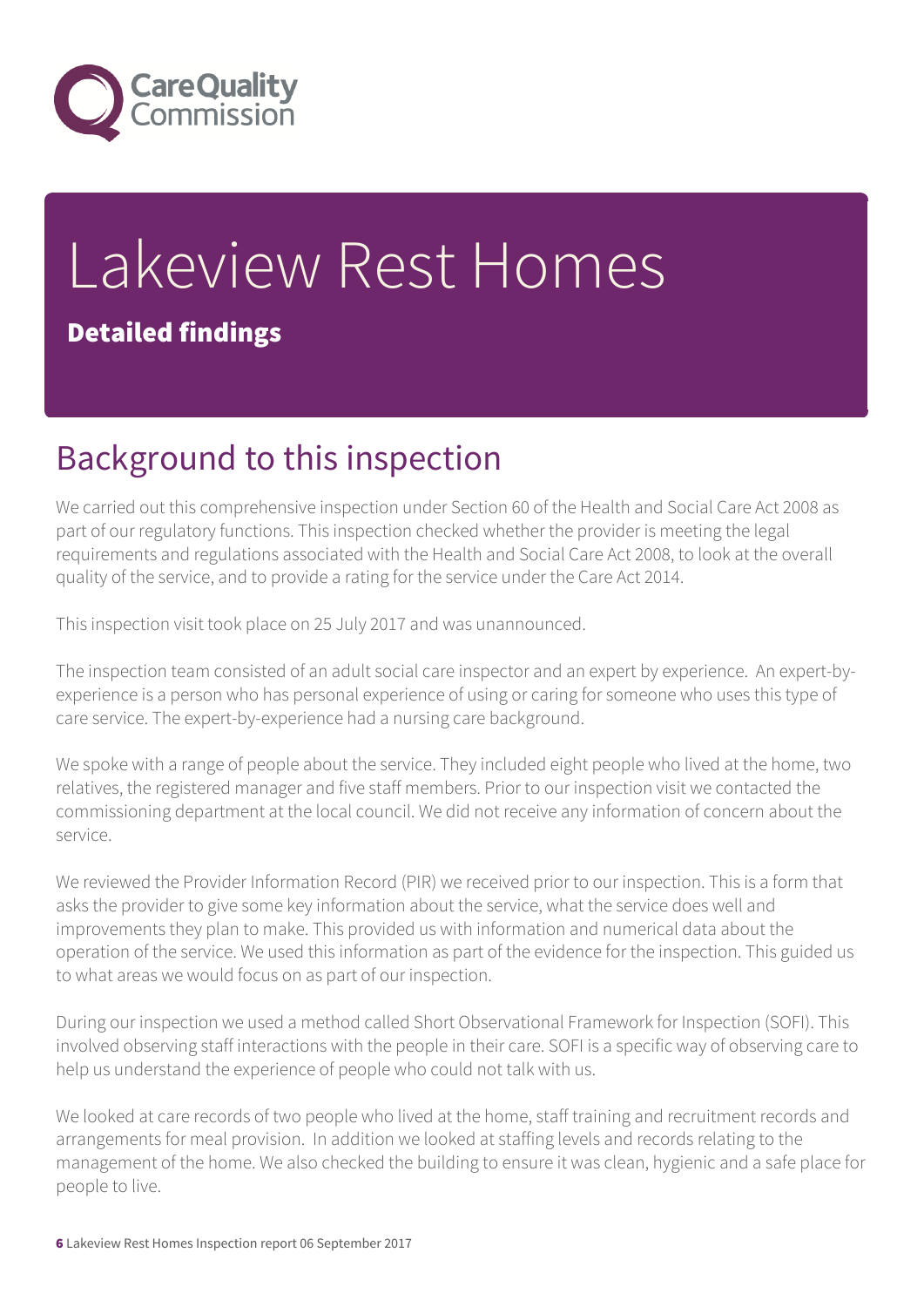# Lakeview Rest Homes

**Detailed findings**

## Background to this inspection

We carried out this comprehensive inspection under Section 60 of the Health and Social Care Act 2008 as part of our regulatory functions. This inspection checked whether the provider is meeting the legal requirements and regulations associated with the Health and Social Care Act 2008, to look at the overall quality of the service, and to provide a rating for the service under the Care Act 2014.

This inspection visit took place on 25 July 2017 and was unannounced.

The inspection team consisted of an adult social care inspector and an expert by experience. An expert-by-experience is a person who has personal experience of using or caring for someone who uses this type of care service. The expert-by-experience had a nursing care background.

We spoke with a range of people about the service. They included eight people who lived at the home, two relatives, the registered manager and five staff members. Prior to our inspection visit we contacted the commissioning department at the local council. We did not receive any information of concern about the service.

We reviewed the Provider Information Record (PIR) we received prior to our inspection. This is a form that asks the provider to give some key information about the service, what the service does well and improvements they plan to make. This provided us with information and numerical data about the operation of the service. We used this information as part of the evidence for the inspection. This guided us to what areas we would focus on as part of our inspection.

During our inspection we used a method called Short Observational Framework for Inspection (SOFI). This involved observing staff interactions with the people in their care. SOFI is a specific way of observing care to help us understand the experience of people who could not talk with us.

We looked at care records of two people who lived at the home, staff training and recruitment records and arrangements for meal provision. In addition we looked at staffing levels and records relating to the management of the home. We also checked the building to ensure it was clean, hygienic and a safe place for people to live.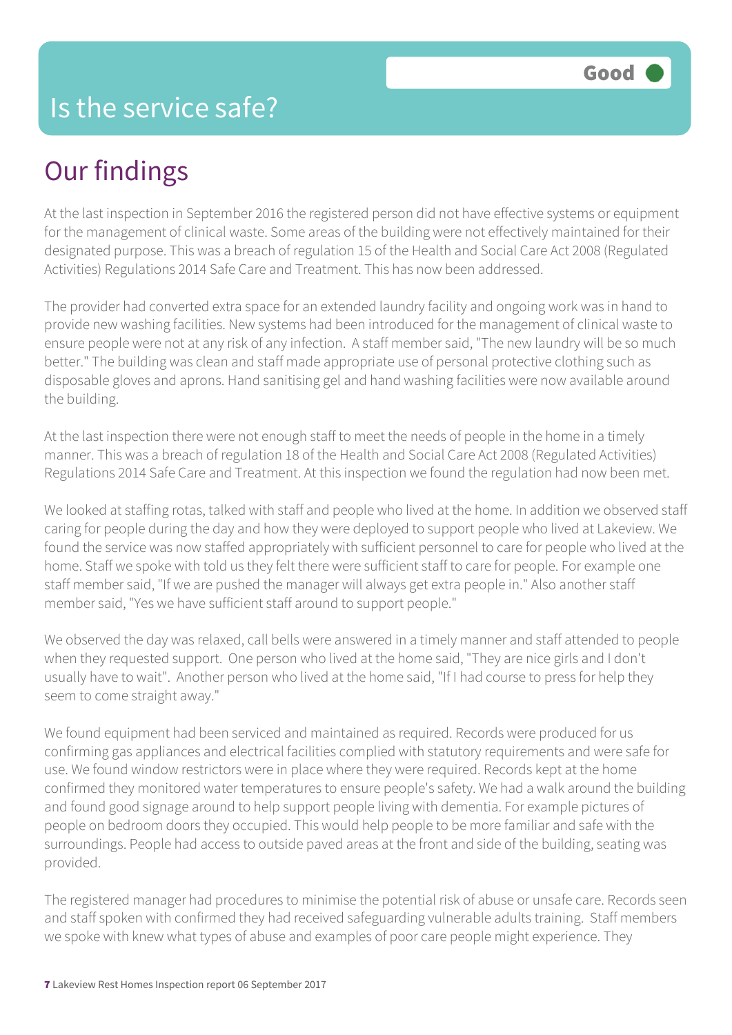# Is the service safe?

**Good**

## Our findings

At the last inspection in September 2016 the registered person did not have effective systems or equipment for the management of clinical waste. Some areas of the building were not effectively maintained for their designated purpose. This was a breach of regulation 15 of the Health and Social Care Act 2008 (Regulated Activities) Regulations 2014 Safe Care and Treatment. This has now been addressed.

The provider had converted extra space for an extended laundry facility and ongoing work was in hand to provide new washing facilities. New systems had been introduced for the management of clinical waste to ensure people were not at any risk of any infection. A staff member said, "The new laundry will be so much better." The building was clean and staff made appropriate use of personal protective clothing such as disposable gloves and aprons. Hand sanitising gel and hand washing facilities were now available around the building.

At the last inspection there were not enough staff to meet the needs of people in the home in a timely manner. This was a breach of regulation 18 of the Health and Social Care Act 2008 (Regulated Activities) Regulations 2014 Safe Care and Treatment. At this inspection we found the regulation had now been met.

We looked at staffing rotas, talked with staff and people who lived at the home. In addition we observed staff caring for people during the day and how they were deployed to support people who lived at Lakeview. We found the service was now staffed appropriately with sufficient personnel to care for people who lived at the home. Staff we spoke with told us they felt there were sufficient staff to care for people. For example one staff member said, "If we are pushed the manager will always get extra people in." Also another staff member said, "Yes we have sufficient staff around to support people."

We observed the day was relaxed, call bells were answered in a timely manner and staff attended to people when they requested support. One person who lived at the home said, "They are nice girls and I don't usually have to wait". Another person who lived at the home said, "If I had course to press for help they seem to come straight away."

We found equipment had been serviced and maintained as required. Records were produced for us confirming gas appliances and electrical facilities complied with statutory requirements and were safe for use. We found window restrictors were in place where they were required. Records kept at the home confirmed they monitored water temperatures to ensure people's safety. We had a walk around the building and found good signage around to help support people living with dementia. For example pictures of people on bedroom doors they occupied. This would help people to be more familiar and safe with the surroundings. People had access to outside paved areas at the front and side of the building, seating was provided.

The registered manager had procedures to minimise the potential risk of abuse or unsafe care. Records seen and staff spoken with confirmed they had received safeguarding vulnerable adults training. Staff members we spoke with knew what types of abuse and examples of poor care people might experience. They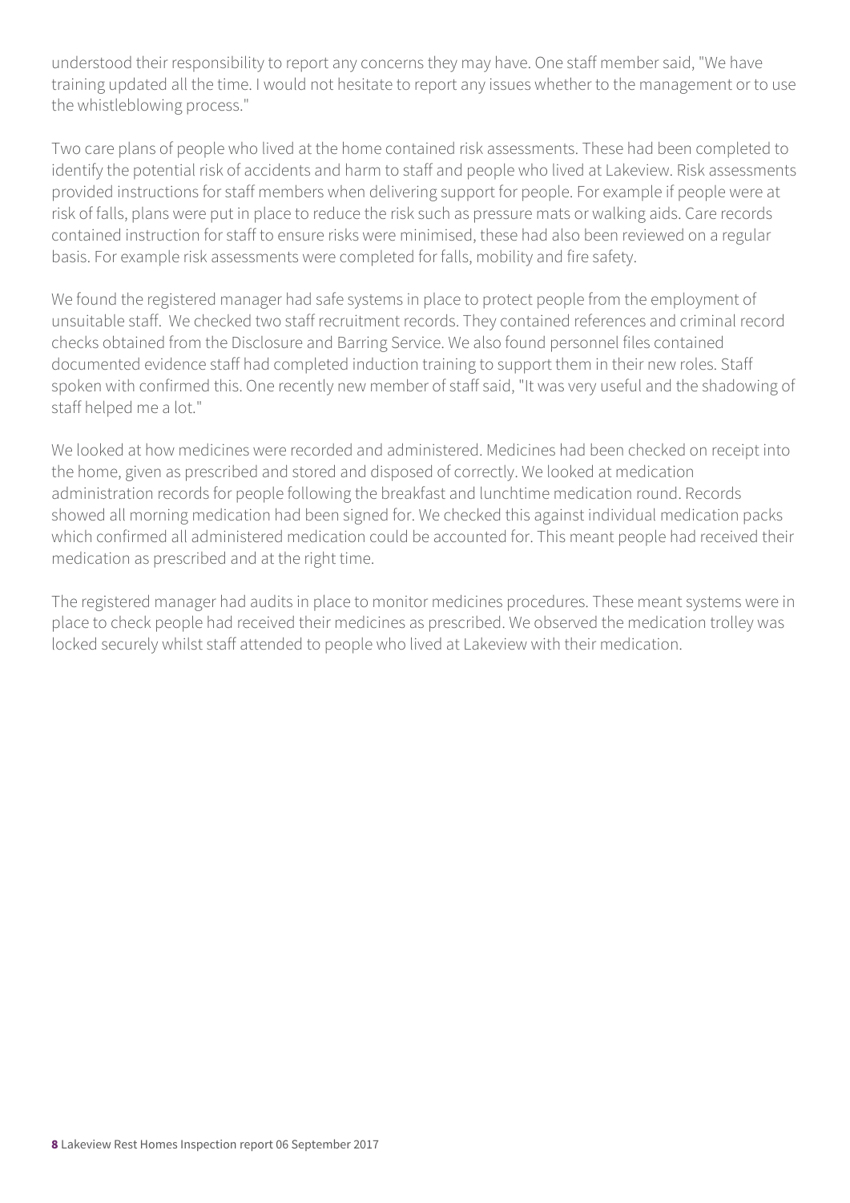understood their responsibility to report any concerns they may have. One staff member said, "We have training updated all the time. I would not hesitate to report any issues whether to the management or to use the whistleblowing process."

Two care plans of people who lived at the home contained risk assessments. These had been completed to identify the potential risk of accidents and harm to staff and people who lived at Lakeview. Risk assessments provided instructions for staff members when delivering support for people. For example if people were at risk of falls, plans were put in place to reduce the risk such as pressure mats or walking aids. Care records contained instruction for staff to ensure risks were minimised, these had also been reviewed on a regular basis. For example risk assessments were completed for falls, mobility and fire safety.

We found the registered manager had safe systems in place to protect people from the employment of unsuitable staff. We checked two staff recruitment records. They contained references and criminal record checks obtained from the Disclosure and Barring Service. We also found personnel files contained documented evidence staff had completed induction training to support them in their new roles. Staff spoken with confirmed this. One recently new member of staff said, "It was very useful and the shadowing of staff helped me a lot."

We looked at how medicines were recorded and administered. Medicines had been checked on receipt into the home, given as prescribed and stored and disposed of correctly. We looked at medication administration records for people following the breakfast and lunchtime medication round. Records showed all morning medication had been signed for. We checked this against individual medication packs which confirmed all administered medication could be accounted for. This meant people had received their medication as prescribed and at the right time.

The registered manager had audits in place to monitor medicines procedures. These meant systems were in place to check people had received their medicines as prescribed. We observed the medication trolley was locked securely whilst staff attended to people who lived at Lakeview with their medication.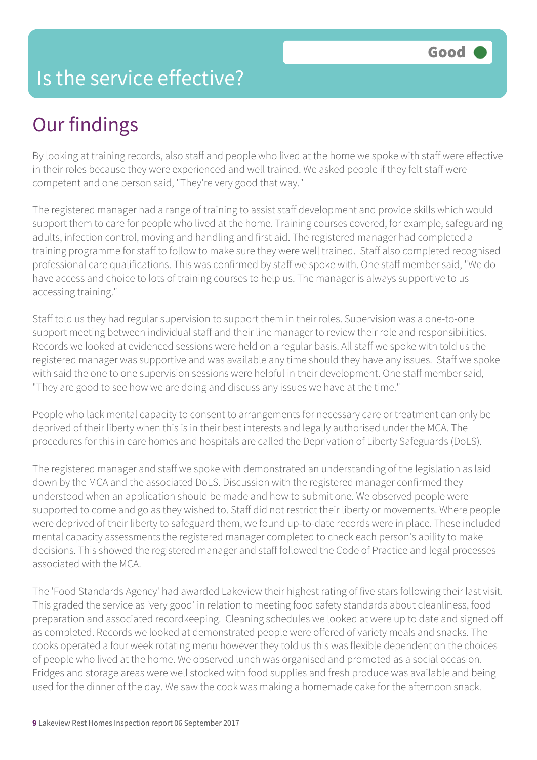# Is the service effective?

Good

## Our findings

By looking at training records, also staff and people who lived at the home we spoke with staff were effective in their roles because they were experienced and well trained. We asked people if they felt staff were competent and one person said, "They're very good that way."

The registered manager had a range of training to assist staff development and provide skills which would support them to care for people who lived at the home. Training courses covered, for example, safeguarding adults, infection control, moving and handling and first aid. The registered manager had completed a training programme for staff to follow to make sure they were well trained. Staff also completed recognised professional care qualifications. This was confirmed by staff we spoke with. One staff member said, "We do have access and choice to lots of training courses to help us. The manager is always supportive to us accessing training."

Staff told us they had regular supervision to support them in their roles. Supervision was a one-to-one support meeting between individual staff and their line manager to review their role and responsibilities. Records we looked at evidenced sessions were held on a regular basis. All staff we spoke with told us the registered manager was supportive and was available any time should they have any issues. Staff we spoke with said the one to one supervision sessions were helpful in their development. One staff member said, "They are good to see how we are doing and discuss any issues we have at the time."

People who lack mental capacity to consent to arrangements for necessary care or treatment can only be deprived of their liberty when this is in their best interests and legally authorised under the MCA. The procedures for this in care homes and hospitals are called the Deprivation of Liberty Safeguards (DoLS).

The registered manager and staff we spoke with demonstrated an understanding of the legislation as laid down by the MCA and the associated DoLS. Discussion with the registered manager confirmed they understood when an application should be made and how to submit one. We observed people were supported to come and go as they wished to. Staff did not restrict their liberty or movements. Where people were deprived of their liberty to safeguard them, we found up-to-date records were in place. These included mental capacity assessments the registered manager completed to check each person's ability to make decisions. This showed the registered manager and staff followed the Code of Practice and legal processes associated with the MCA.

The 'Food Standards Agency' had awarded Lakeview their highest rating of five stars following their last visit. This graded the service as 'very good' in relation to meeting food safety standards about cleanliness, food preparation and associated recordkeeping. Cleaning schedules we looked at were up to date and signed off as completed. Records we looked at demonstrated people were offered of variety meals and snacks. The cooks operated a four week rotating menu however they told us this was flexible dependent on the choices of people who lived at the home. We observed lunch was organised and promoted as a social occasion. Fridges and storage areas were well stocked with food supplies and fresh produce was available and being used for the dinner of the day. We saw the cook was making a homemade cake for the afternoon snack.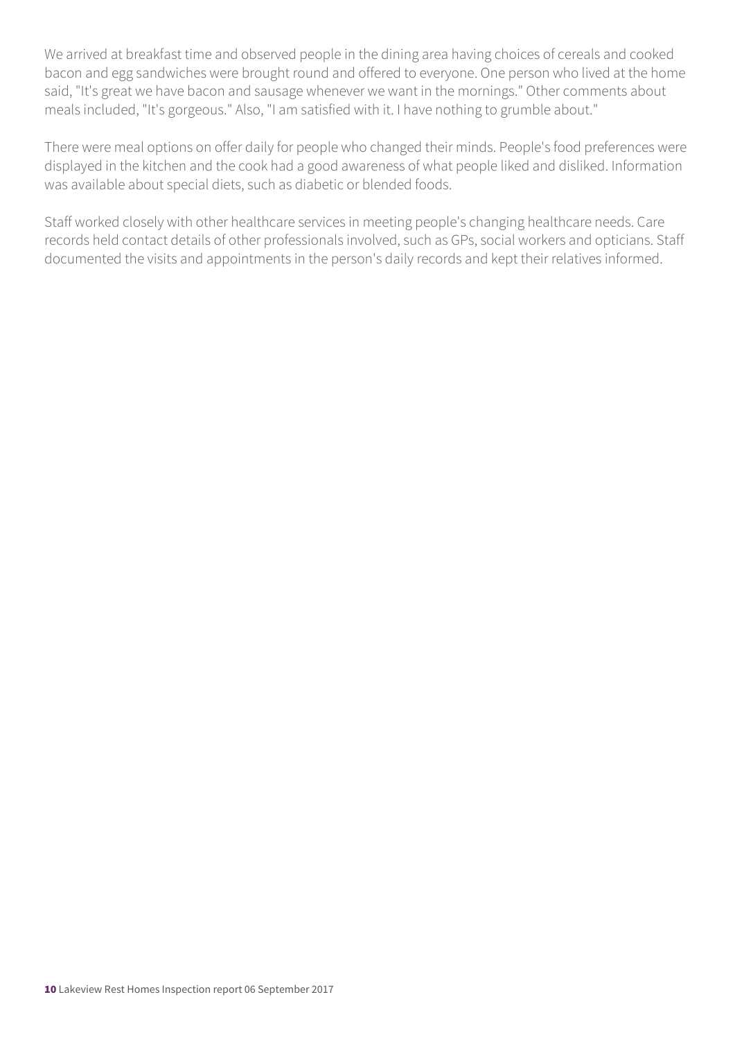We arrived at breakfast time and observed people in the dining area having choices of cereals and cooked bacon and egg sandwiches were brought round and offered to everyone. One person who lived at the home said, "It's great we have bacon and sausage whenever we want in the mornings." Other comments about meals included, "It's gorgeous." Also, "I am satisfied with it. I have nothing to grumble about."

There were meal options on offer daily for people who changed their minds. People's food preferences were displayed in the kitchen and the cook had a good awareness of what people liked and disliked. Information was available about special diets, such as diabetic or blended foods.

Staff worked closely with other healthcare services in meeting people's changing healthcare needs. Care records held contact details of other professionals involved, such as GPs, social workers and opticians. Staff documented the visits and appointments in the person's daily records and kept their relatives informed.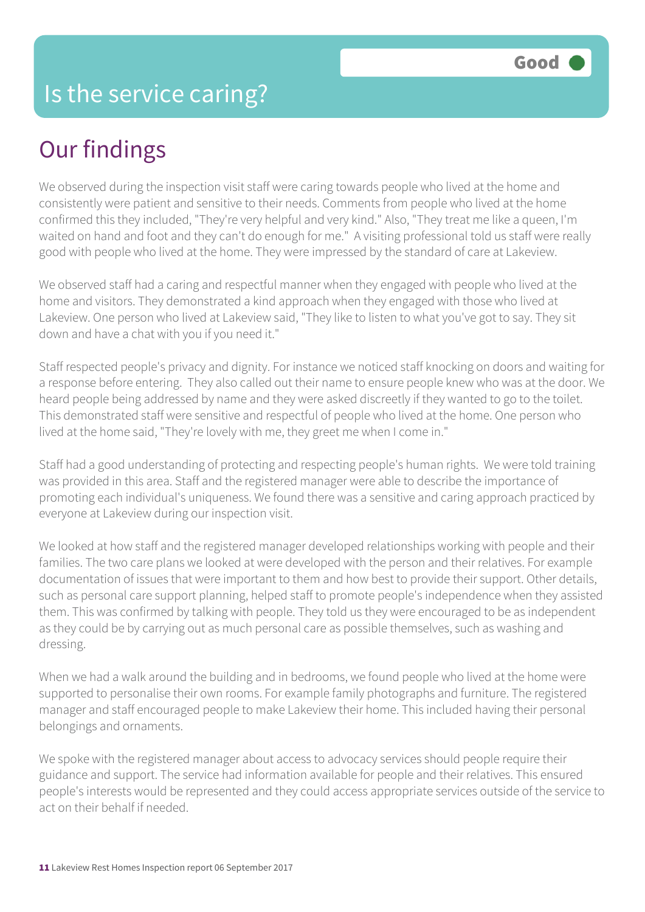Good

# Is the service caring?

## Our findings

We observed during the inspection visit staff were caring towards people who lived at the home and consistently were patient and sensitive to their needs. Comments from people who lived at the home confirmed this they included, "They're very helpful and very kind." Also, "They treat me like a queen, I'm waited on hand and foot and they can't do enough for me." A visiting professional told us staff were really good with people who lived at the home. They were impressed by the standard of care at Lakeview.

We observed staff had a caring and respectful manner when they engaged with people who lived at the home and visitors. They demonstrated a kind approach when they engaged with those who lived at Lakeview. One person who lived at Lakeview said, "They like to listen to what you've got to say. They sit down and have a chat with you if you need it."

Staff respected people's privacy and dignity. For instance we noticed staff knocking on doors and waiting for a response before entering. They also called out their name to ensure people knew who was at the door. We heard people being addressed by name and they were asked discreetly if they wanted to go to the toilet. This demonstrated staff were sensitive and respectful of people who lived at the home. One person who lived at the home said, "They're lovely with me, they greet me when I come in."

Staff had a good understanding of protecting and respecting people's human rights. We were told training was provided in this area. Staff and the registered manager were able to describe the importance of promoting each individual's uniqueness. We found there was a sensitive and caring approach practiced by everyone at Lakeview during our inspection visit.

We looked at how staff and the registered manager developed relationships working with people and their families. The two care plans we looked at were developed with the person and their relatives. For example documentation of issues that were important to them and how best to provide their support. Other details, such as personal care support planning, helped staff to promote people's independence when they assisted them. This was confirmed by talking with people. They told us they were encouraged to be as independent as they could be by carrying out as much personal care as possible themselves, such as washing and dressing.

When we had a walk around the building and in bedrooms, we found people who lived at the home were supported to personalise their own rooms. For example family photographs and furniture. The registered manager and staff encouraged people to make Lakeview their home. This included having their personal belongings and ornaments.

We spoke with the registered manager about access to advocacy services should people require their guidance and support. The service had information available for people and their relatives. This ensured people's interests would be represented and they could access appropriate services outside of the service to act on their behalf if needed.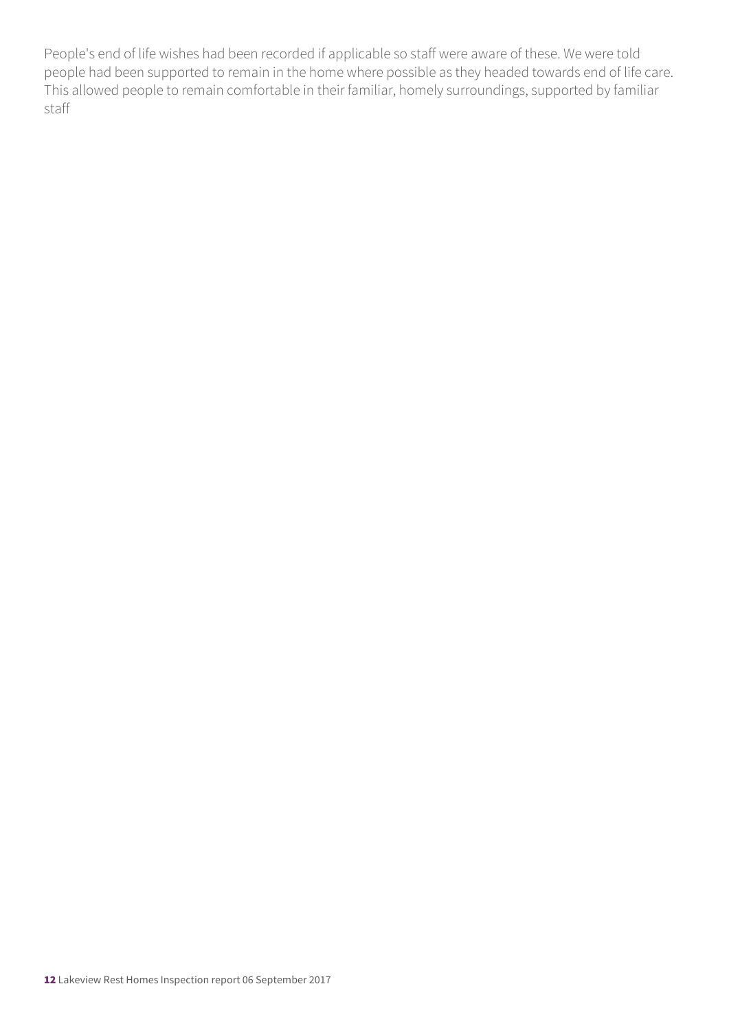People's end of life wishes had been recorded if applicable so staff were aware of these. We were told people had been supported to remain in the home where possible as they headed towards end of life care. This allowed people to remain comfortable in their familiar, homely surroundings, supported by familiar staff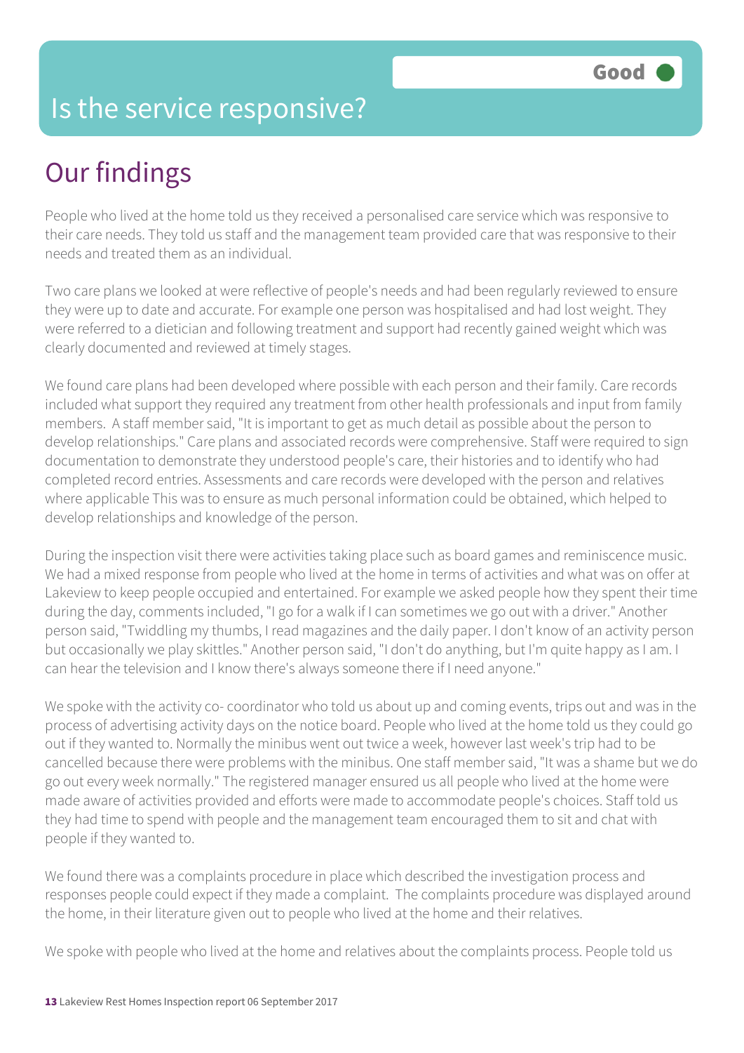# Is the service responsive?

Good

## Our findings

People who lived at the home told us they received a personalised care service which was responsive to their care needs. They told us staff and the management team provided care that was responsive to their needs and treated them as an individual.

Two care plans we looked at were reflective of people's needs and had been regularly reviewed to ensure they were up to date and accurate. For example one person was hospitalised and had lost weight. They were referred to a dietician and following treatment and support had recently gained weight which was clearly documented and reviewed at timely stages.

We found care plans had been developed where possible with each person and their family. Care records included what support they required any treatment from other health professionals and input from family members. A staff member said, "It is important to get as much detail as possible about the person to develop relationships." Care plans and associated records were comprehensive. Staff were required to sign documentation to demonstrate they understood people's care, their histories and to identify who had completed record entries. Assessments and care records were developed with the person and relatives where applicable This was to ensure as much personal information could be obtained, which helped to develop relationships and knowledge of the person.

During the inspection visit there were activities taking place such as board games and reminiscence music. We had a mixed response from people who lived at the home in terms of activities and what was on offer at Lakeview to keep people occupied and entertained. For example we asked people how they spent their time during the day, comments included, "I go for a walk if I can sometimes we go out with a driver." Another person said, "Twiddling my thumbs, I read magazines and the daily paper. I don't know of an activity person but occasionally we play skittles." Another person said, "I don't do anything, but I'm quite happy as I am. I can hear the television and I know there's always someone there if I need anyone."

We spoke with the activity co- coordinator who told us about up and coming events, trips out and was in the process of advertising activity days on the notice board. People who lived at the home told us they could go out if they wanted to. Normally the minibus went out twice a week, however last week's trip had to be cancelled because there were problems with the minibus. One staff member said, "It was a shame but we do go out every week normally." The registered manager ensured us all people who lived at the home were made aware of activities provided and efforts were made to accommodate people's choices. Staff told us they had time to spend with people and the management team encouraged them to sit and chat with people if they wanted to.

We found there was a complaints procedure in place which described the investigation process and responses people could expect if they made a complaint. The complaints procedure was displayed around the home, in their literature given out to people who lived at the home and their relatives.

We spoke with people who lived at the home and relatives about the complaints process. People told us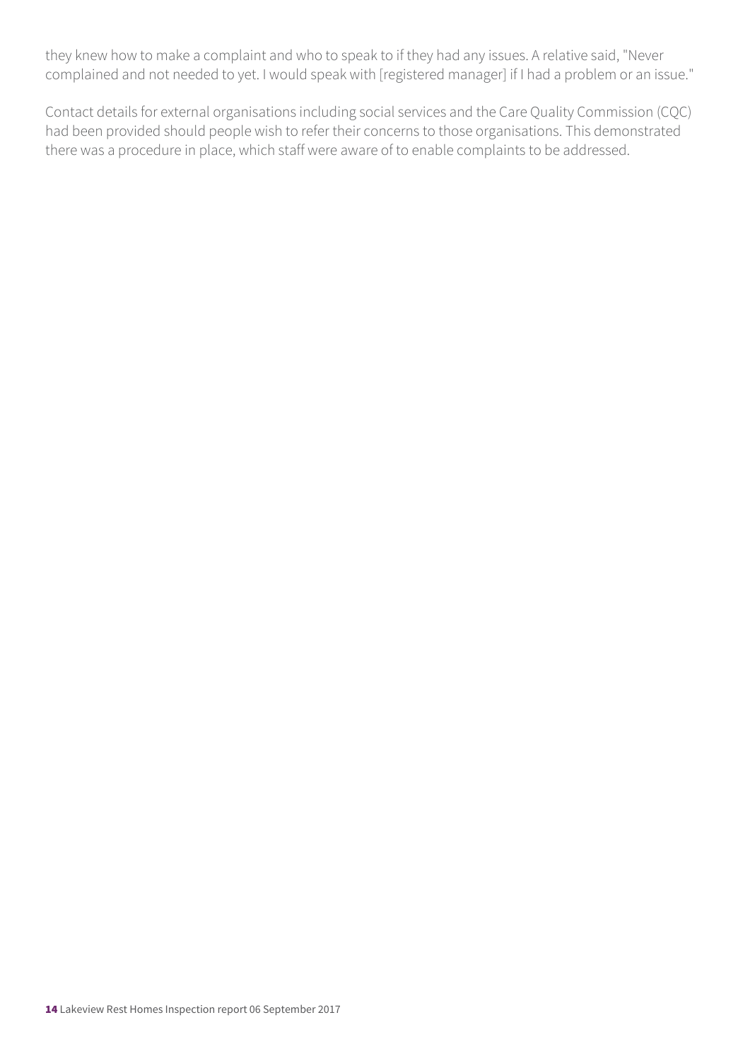they knew how to make a complaint and who to speak to if they had any issues. A relative said, "Never complained and not needed to yet. I would speak with [registered manager] if I had a problem or an issue."

Contact details for external organisations including social services and the Care Quality Commission (CQC) had been provided should people wish to refer their concerns to those organisations. This demonstrated there was a procedure in place, which staff were aware of to enable complaints to be addressed.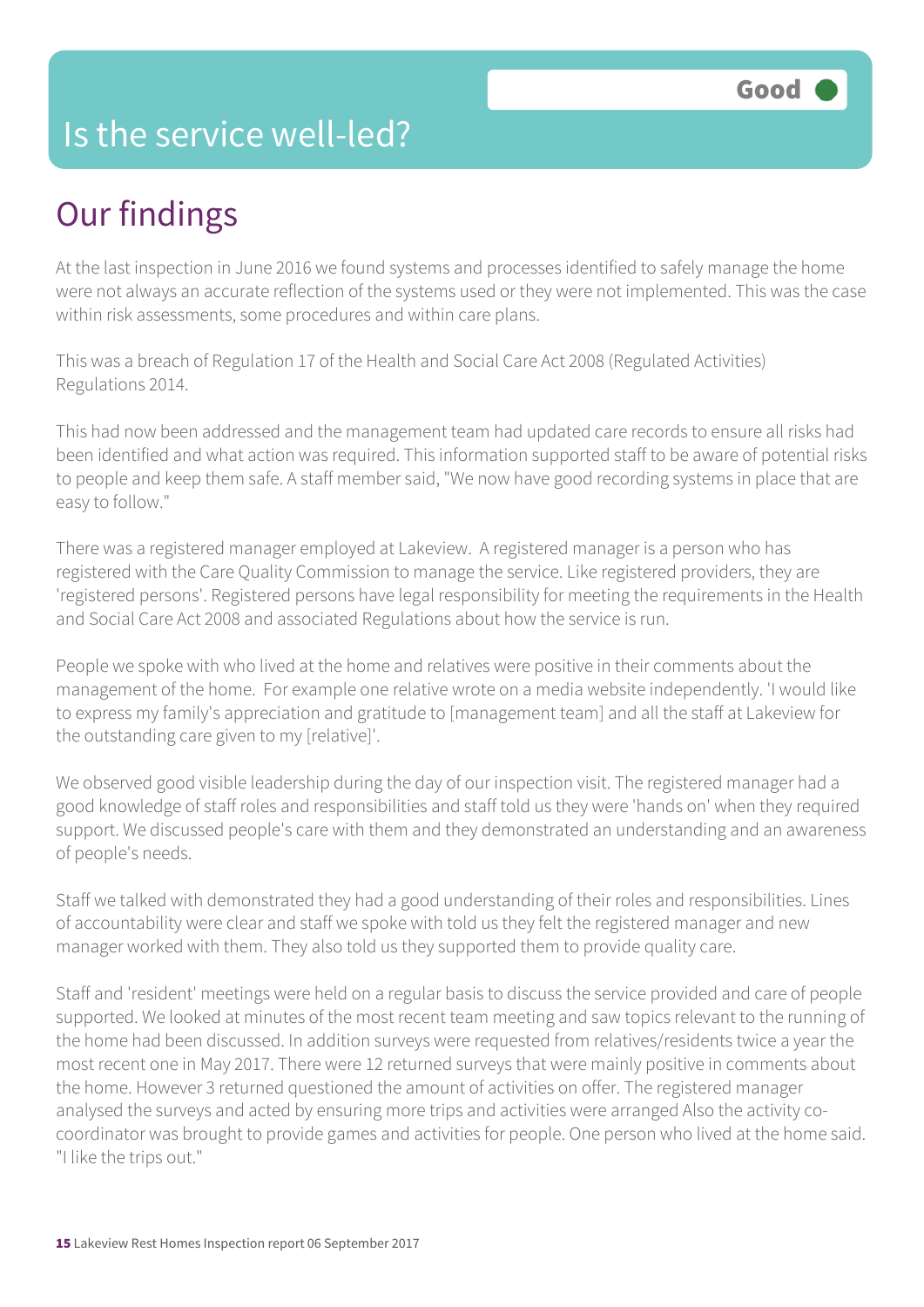# Is the service well-led?

**Good**

## Our findings

At the last inspection in June 2016 we found systems and processes identified to safely manage the home were not always an accurate reflection of the systems used or they were not implemented. This was the case within risk assessments, some procedures and within care plans.

This was a breach of Regulation 17 of the Health and Social Care Act 2008 (Regulated Activities) Regulations 2014.

This had now been addressed and the management team had updated care records to ensure all risks had been identified and what action was required. This information supported staff to be aware of potential risks to people and keep them safe. A staff member said, "We now have good recording systems in place that are easy to follow."

There was a registered manager employed at Lakeview. A registered manager is a person who has registered with the Care Quality Commission to manage the service. Like registered providers, they are 'registered persons'. Registered persons have legal responsibility for meeting the requirements in the Health and Social Care Act 2008 and associated Regulations about how the service is run.

People we spoke with who lived at the home and relatives were positive in their comments about the management of the home. For example one relative wrote on a media website independently. 'I would like to express my family's appreciation and gratitude to [management team] and all the staff at Lakeview for the outstanding care given to my [relative]'.

We observed good visible leadership during the day of our inspection visit. The registered manager had a good knowledge of staff roles and responsibilities and staff told us they were 'hands on' when they required support. We discussed people's care with them and they demonstrated an understanding and an awareness of people's needs.

Staff we talked with demonstrated they had a good understanding of their roles and responsibilities. Lines of accountability were clear and staff we spoke with told us they felt the registered manager and new manager worked with them. They also told us they supported them to provide quality care.

Staff and 'resident' meetings were held on a regular basis to discuss the service provided and care of people supported. We looked at minutes of the most recent team meeting and saw topics relevant to the running of the home had been discussed. In addition surveys were requested from relatives/residents twice a year the most recent one in May 2017. There were 12 returned surveys that were mainly positive in comments about the home. However 3 returned questioned the amount of activities on offer. The registered manager analysed the surveys and acted by ensuring more trips and activities were arranged Also the activity co-coordinator was brought to provide games and activities for people. One person who lived at the home said. "I like the trips out."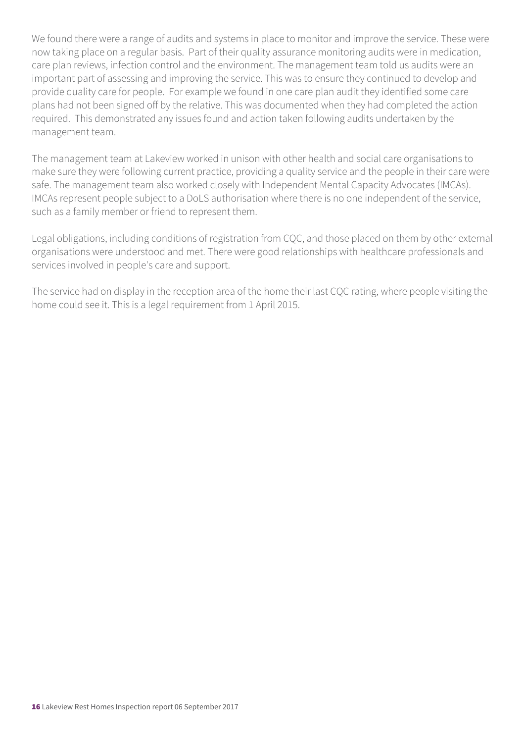We found there were a range of audits and systems in place to monitor and improve the service. These were now taking place on a regular basis. Part of their quality assurance monitoring audits were in medication, care plan reviews, infection control and the environment. The management team told us audits were an important part of assessing and improving the service. This was to ensure they continued to develop and provide quality care for people. For example we found in one care plan audit they identified some care plans had not been signed off by the relative. This was documented when they had completed the action required. This demonstrated any issues found and action taken following audits undertaken by the management team.

The management team at Lakeview worked in unison with other health and social care organisations to make sure they were following current practice, providing a quality service and the people in their care were safe. The management team also worked closely with Independent Mental Capacity Advocates (IMCAs). IMCAs represent people subject to a DoLS authorisation where there is no one independent of the service, such as a family member or friend to represent them.

Legal obligations, including conditions of registration from CQC, and those placed on them by other external organisations were understood and met. There were good relationships with healthcare professionals and services involved in people's care and support.

The service had on display in the reception area of the home their last CQC rating, where people visiting the home could see it. This is a legal requirement from 1 April 2015.